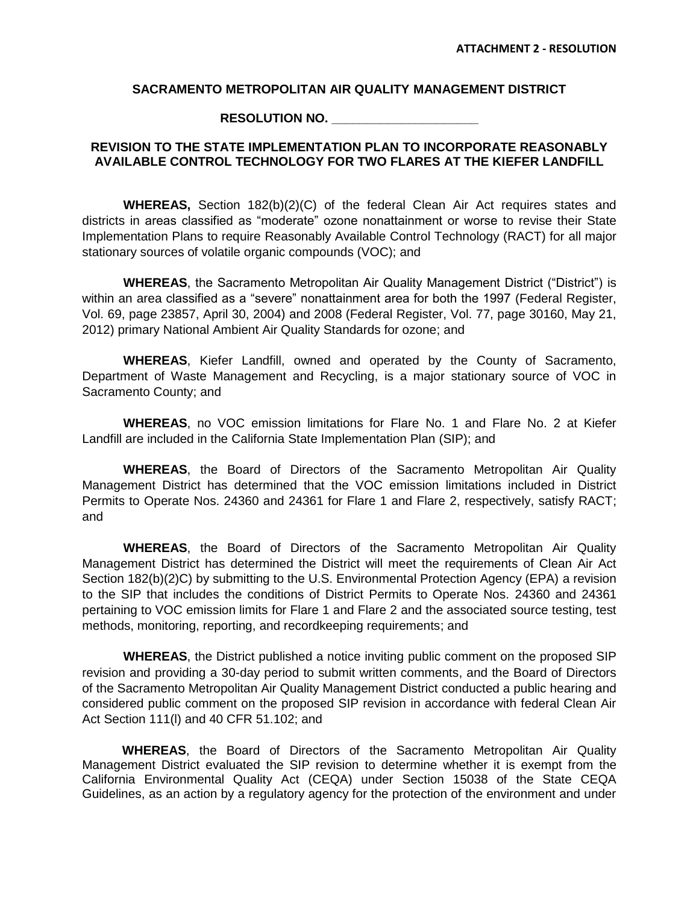**ATTACHMENT 2 - RESOLUTION**

**SACRAMENTO METROPOLITAN AIR QUALITY MANAGEMENT DISTRICT**

**RESOLUTION NO. \_\_\_\_\_\_\_\_\_\_\_\_\_\_\_\_\_\_\_\_**

**REVISION TO THE STATE IMPLEMENTATION PLAN TO INCORPORATE REASONABLY AVAILABLE CONTROL TECHNOLOGY FOR TWO FLARES AT THE KIEFER LANDFILL**

**WHEREAS,** Section 182(b)(2)(C) of the federal Clean Air Act requires states and districts in areas classified as "moderate" ozone nonattainment or worse to revise their State Implementation Plans to require Reasonably Available Control Technology (RACT) for all major stationary sources of volatile organic compounds (VOC); and

**WHEREAS**, the Sacramento Metropolitan Air Quality Management District ("District") is within an area classified as a "severe" nonattainment area for both the 1997 (Federal Register, Vol. 69, page 23857, April 30, 2004) and 2008 (Federal Register, Vol. 77, page 30160, May 21, 2012) primary National Ambient Air Quality Standards for ozone; and

**WHEREAS**, Kiefer Landfill, owned and operated by the County of Sacramento, Department of Waste Management and Recycling, is a major stationary source of VOC in Sacramento County; and

**WHEREAS**, no VOC emission limitations for Flare No. 1 and Flare No. 2 at Kiefer Landfill are included in the California State Implementation Plan (SIP); and

**WHEREAS**, the Board of Directors of the Sacramento Metropolitan Air Quality Management District has determined that the VOC emission limitations included in District Permits to Operate Nos. 24360 and 24361 for Flare 1 and Flare 2, respectively, satisfy RACT; and

**WHEREAS**, the Board of Directors of the Sacramento Metropolitan Air Quality Management District has determined the District will meet the requirements of Clean Air Act Section 182(b)(2)C) by submitting to the U.S. Environmental Protection Agency (EPA) a revision to the SIP that includes the conditions of District Permits to Operate Nos. 24360 and 24361 pertaining to VOC emission limits for Flare 1 and Flare 2 and the associated source testing, test methods, monitoring, reporting, and recordkeeping requirements; and

**WHEREAS**, the District published a notice inviting public comment on the proposed SIP revision and providing a 30-day period to submit written comments, and the Board of Directors of the Sacramento Metropolitan Air Quality Management District conducted a public hearing and considered public comment on the proposed SIP revision in accordance with federal Clean Air Act Section 111(l) and 40 CFR 51.102; and

**WHEREAS**, the Board of Directors of the Sacramento Metropolitan Air Quality Management District evaluated the SIP revision to determine whether it is exempt from the California Environmental Quality Act (CEQA) under Section 15038 of the State CEQA Guidelines, as an action by a regulatory agency for the protection of the environment and under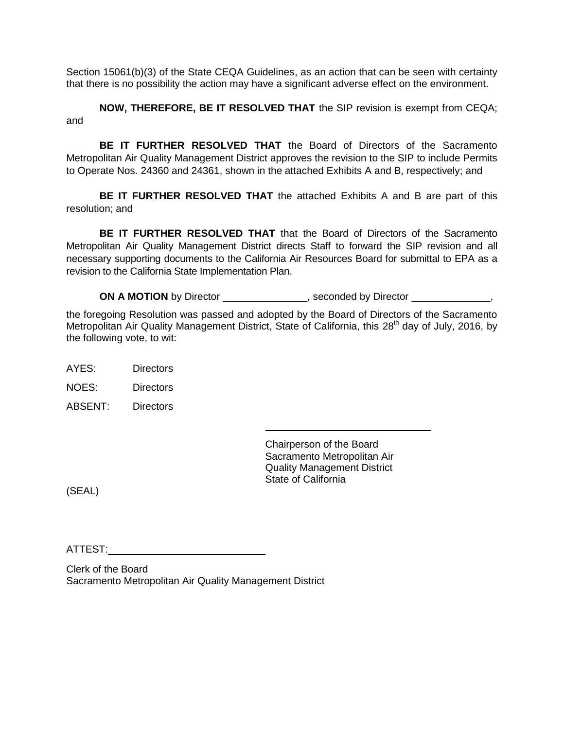Section 15061(b)(3) of the State CEQA Guidelines, as an action that can be seen with certainty that there is no possibility the action may have a significant adverse effect on the environment.

**NOW, THEREFORE, BE IT RESOLVED THAT** the SIP revision is exempt from CEQA; and

**BE IT FURTHER RESOLVED THAT** the Board of Directors of the Sacramento Metropolitan Air Quality Management District approves the revision to the SIP to include Permits to Operate Nos. 24360 and 24361, shown in the attached Exhibits A and B, respectively; and

**BE IT FURTHER RESOLVED THAT** the attached Exhibits A and B are part of this resolution; and

**BE IT FURTHER RESOLVED THAT** that the Board of Directors of the Sacramento Metropolitan Air Quality Management District directs Staff to forward the SIP revision and all necessary supporting documents to the California Air Resources Board for submittal to EPA as a revision to the California State Implementation Plan.

**ON A MOTION** by Director _______________, seconded by Director ______________,

the foregoing Resolution was passed and adopted by the Board of Directors of the Sacramento Metropolitan Air Quality Management District, State of California, this 28th day of July, 2016, by the following vote, to wit:

AYES: Directors

NOES: Directors

ABSENT: Directors

______________________________

Chairperson of the Board
Sacramento Metropolitan Air
Quality Management District
State of California

(SEAL)

ATTEST:____________________________

Clerk of the Board
Sacramento Metropolitan Air Quality Management District